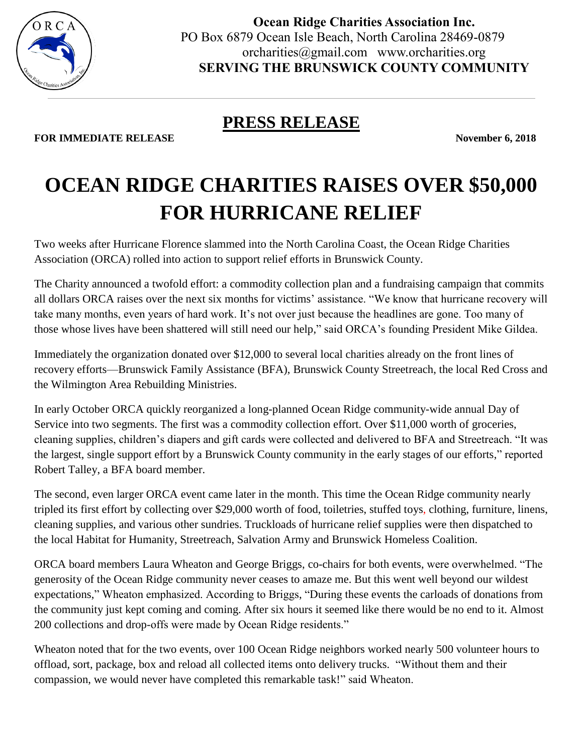**Ocean Ridge Charities Association Inc.**
PO Box 6879 Ocean Isle Beach, North Carolina 28469-0879
orcharities@gmail.com www.orcharities.org
**SERVING THE BRUNSWICK COUNTY COMMUNITY**

## PRESS RELEASE

**FOR IMMEDIATE RELEASE** **November 6, 2018**

# OCEAN RIDGE CHARITIES RAISES OVER $50,000 FOR HURRICANE RELIEF

Two weeks after Hurricane Florence slammed into the North Carolina Coast, the Ocean Ridge Charities Association (ORCA) rolled into action to support relief efforts in Brunswick County.

The Charity announced a twofold effort: a commodity collection plan and a fundraising campaign that commits all dollars ORCA raises over the next six months for victims' assistance. "We know that hurricane recovery will take many months, even years of hard work. It's not over just because the headlines are gone. Too many of those whose lives have been shattered will still need our help," said ORCA's founding President Mike Gildea.

Immediately the organization donated over $12,000 to several local charities already on the front lines of recovery efforts—Brunswick Family Assistance (BFA), Brunswick County Streetreach, the local Red Cross and the Wilmington Area Rebuilding Ministries.

In early October ORCA quickly reorganized a long-planned Ocean Ridge community-wide annual Day of Service into two segments. The first was a commodity collection effort. Over $11,000 worth of groceries, cleaning supplies, children's diapers and gift cards were collected and delivered to BFA and Streetreach. "It was the largest, single support effort by a Brunswick County community in the early stages of our efforts," reported Robert Talley, a BFA board member.

The second, even larger ORCA event came later in the month. This time the Ocean Ridge community nearly tripled its first effort by collecting over $29,000 worth of food, toiletries, stuffed toys, clothing, furniture, linens, cleaning supplies, and various other sundries. Truckloads of hurricane relief supplies were then dispatched to the local Habitat for Humanity, Streetreach, Salvation Army and Brunswick Homeless Coalition.

ORCA board members Laura Wheaton and George Briggs, co-chairs for both events, were overwhelmed. "The generosity of the Ocean Ridge community never ceases to amaze me. But this went well beyond our wildest expectations," Wheaton emphasized. According to Briggs, "During these events the carloads of donations from the community just kept coming and coming. After six hours it seemed like there would be no end to it. Almost 200 collections and drop-offs were made by Ocean Ridge residents."

Wheaton noted that for the two events, over 100 Ocean Ridge neighbors worked nearly 500 volunteer hours to offload, sort, package, box and reload all collected items onto delivery trucks. "Without them and their compassion, we would never have completed this remarkable task!" said Wheaton.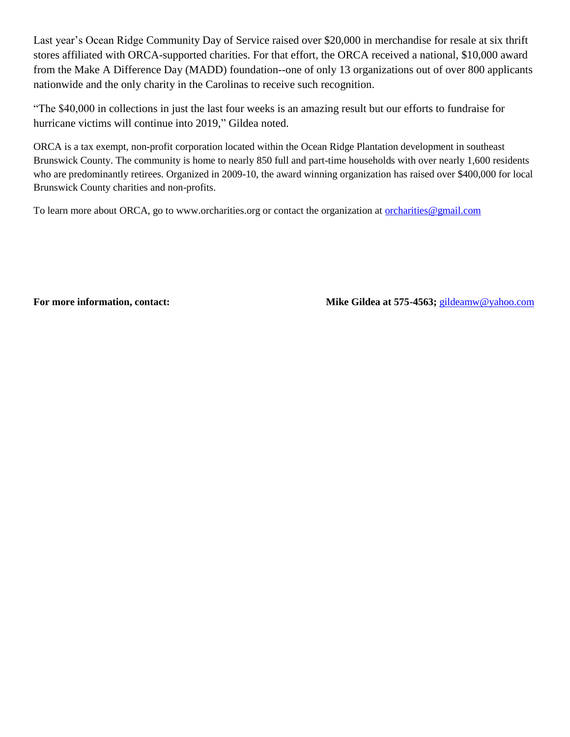Last year's Ocean Ridge Community Day of Service raised over $20,000 in merchandise for resale at six thrift stores affiliated with ORCA-supported charities. For that effort, the ORCA received a national, $10,000 award from the Make A Difference Day (MADD) foundation--one of only 13 organizations out of over 800 applicants nationwide and the only charity in the Carolinas to receive such recognition.

"The $40,000 in collections in just the last four weeks is an amazing result but our efforts to fundraise for hurricane victims will continue into 2019," Gildea noted.

ORCA is a tax exempt, non-profit corporation located within the Ocean Ridge Plantation development in southeast Brunswick County. The community is home to nearly 850 full and part-time households with over nearly 1,600 residents who are predominantly retirees. Organized in 2009-10, the award winning organization has raised over $400,000 for local Brunswick County charities and non-profits.

To learn more about ORCA, go to www.orcharities.org or contact the organization at orcharities@gmail.com

**For more information, contact:** **Mike Gildea at 575-4563;** gildeamw@yahoo.com